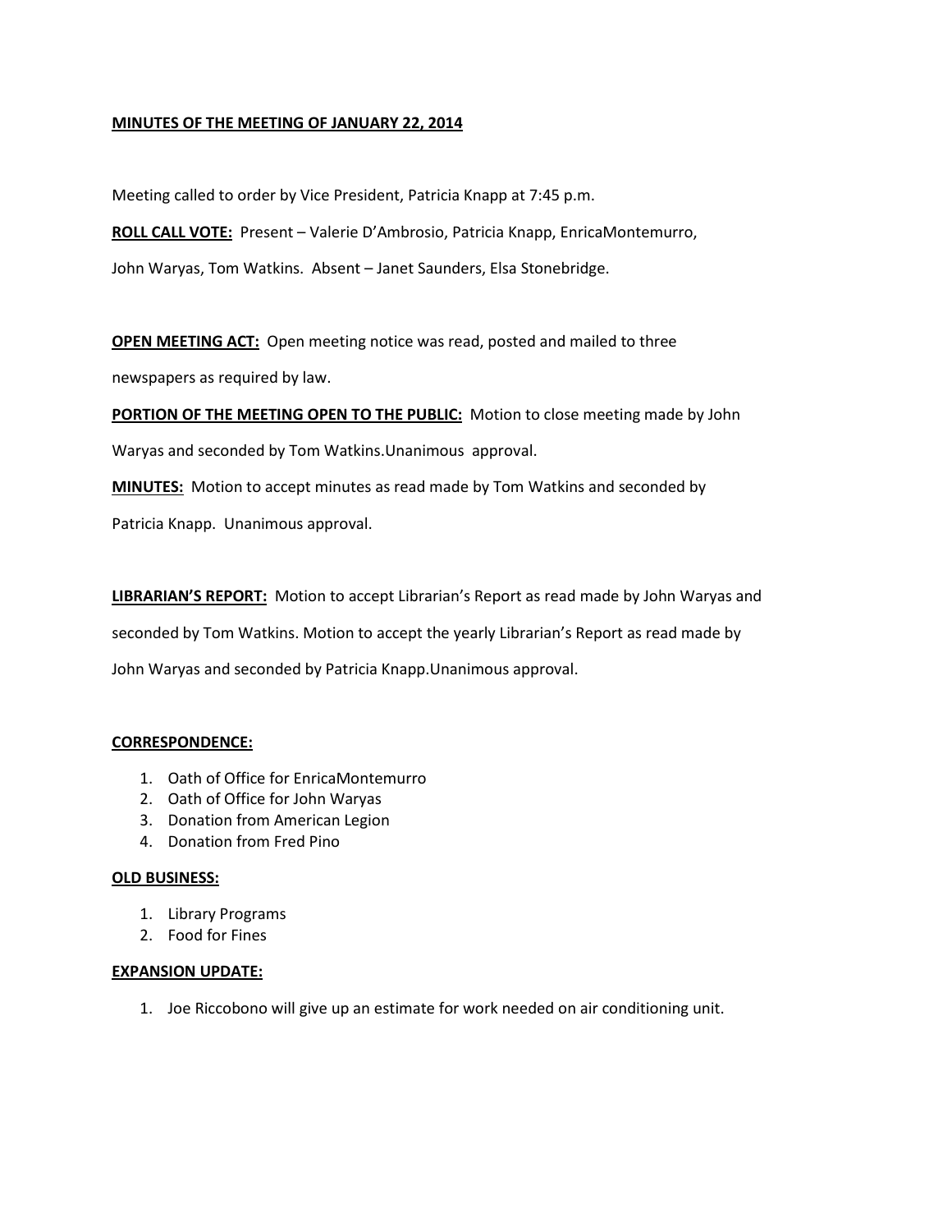**MINUTES OF THE MEETING OF JANUARY 22, 2014**

Meeting called to order by Vice President, Patricia Knapp at 7:45 p.m.

**ROLL CALL VOTE:** Present – Valerie D'Ambrosio, Patricia Knapp, EnricaMontemurro, John Waryas, Tom Watkins. Absent – Janet Saunders, Elsa Stonebridge.

**OPEN MEETING ACT:** Open meeting notice was read, posted and mailed to three newspapers as required by law.

**PORTION OF THE MEETING OPEN TO THE PUBLIC:** Motion to close meeting made by John Waryas and seconded by Tom Watkins.Unanimous approval.

**MINUTES:** Motion to accept minutes as read made by Tom Watkins and seconded by Patricia Knapp. Unanimous approval.

**LIBRARIAN'S REPORT:** Motion to accept Librarian's Report as read made by John Waryas and seconded by Tom Watkins. Motion to accept the yearly Librarian's Report as read made by John Waryas and seconded by Patricia Knapp.Unanimous approval.

**CORRESPONDENCE:**

1. Oath of Office for EnricaMontemurro
2. Oath of Office for John Waryas
3. Donation from American Legion
4. Donation from Fred Pino

**OLD BUSINESS:**

1. Library Programs
2. Food for Fines

**EXPANSION UPDATE:**

1. Joe Riccobono will give up an estimate for work needed on air conditioning unit.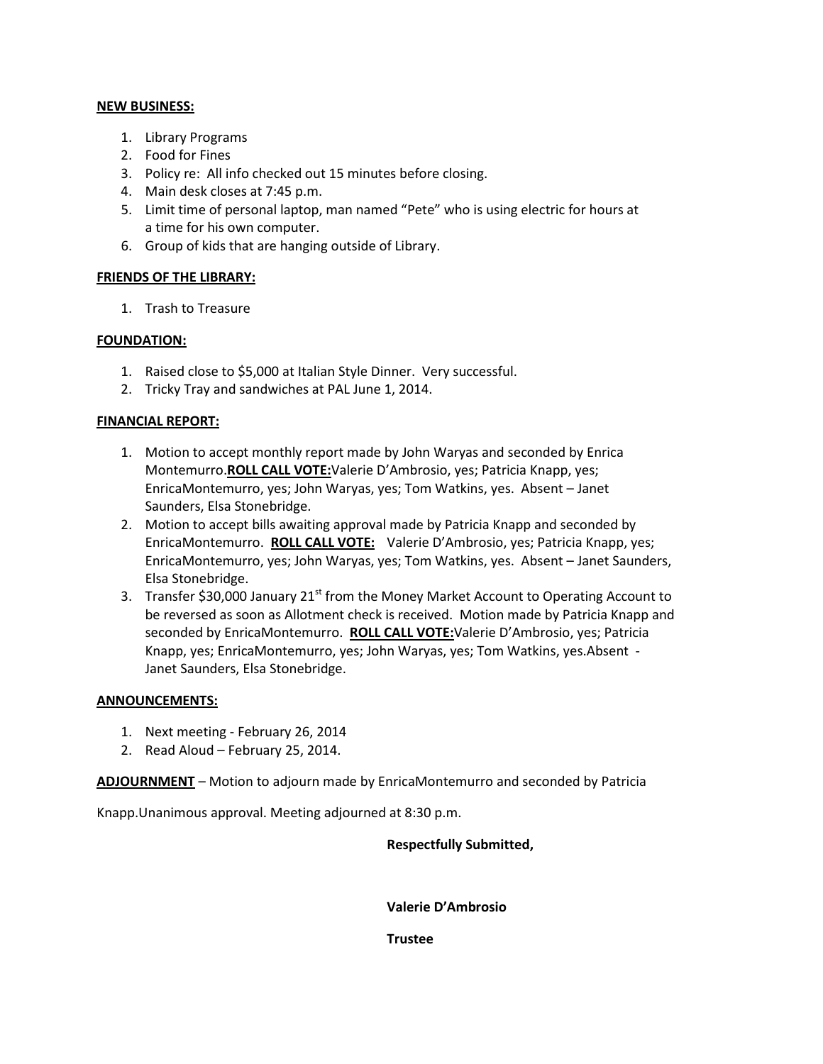**NEW BUSINESS:**

1. Library Programs
2. Food for Fines
3. Policy re: All info checked out 15 minutes before closing.
4. Main desk closes at 7:45 p.m.
5. Limit time of personal laptop, man named "Pete" who is using electric for hours at a time for his own computer.
6. Group of kids that are hanging outside of Library.

**FRIENDS OF THE LIBRARY:**

1. Trash to Treasure

**FOUNDATION:**

1. Raised close to $5,000 at Italian Style Dinner. Very successful.
2. Tricky Tray and sandwiches at PAL June 1, 2014.

**FINANCIAL REPORT:**

1. Motion to accept monthly report made by John Waryas and seconded by Enrica Montemurro.**ROLL CALL VOTE:**Valerie D'Ambrosio, yes; Patricia Knapp, yes; EnricaMontemurro, yes; John Waryas, yes; Tom Watkins, yes. Absent – Janet Saunders, Elsa Stonebridge.
2. Motion to accept bills awaiting approval made by Patricia Knapp and seconded by EnricaMontemurro. **ROLL CALL VOTE:** Valerie D'Ambrosio, yes; Patricia Knapp, yes; EnricaMontemurro, yes; John Waryas, yes; Tom Watkins, yes. Absent – Janet Saunders, Elsa Stonebridge.
3. Transfer $30,000 January 21st from the Money Market Account to Operating Account to be reversed as soon as Allotment check is received. Motion made by Patricia Knapp and seconded by EnricaMontemurro. **ROLL CALL VOTE:**Valerie D'Ambrosio, yes; Patricia Knapp, yes; EnricaMontemurro, yes; John Waryas, yes; Tom Watkins, yes.Absent - Janet Saunders, Elsa Stonebridge.

**ANNOUNCEMENTS:**

1. Next meeting - February 26, 2014
2. Read Aloud – February 25, 2014.

**ADJOURNMENT** – Motion to adjourn made by EnricaMontemurro and seconded by Patricia Knapp.Unanimous approval. Meeting adjourned at 8:30 p.m.

**Respectfully Submitted,**

**Valerie D'Ambrosio**

**Trustee**